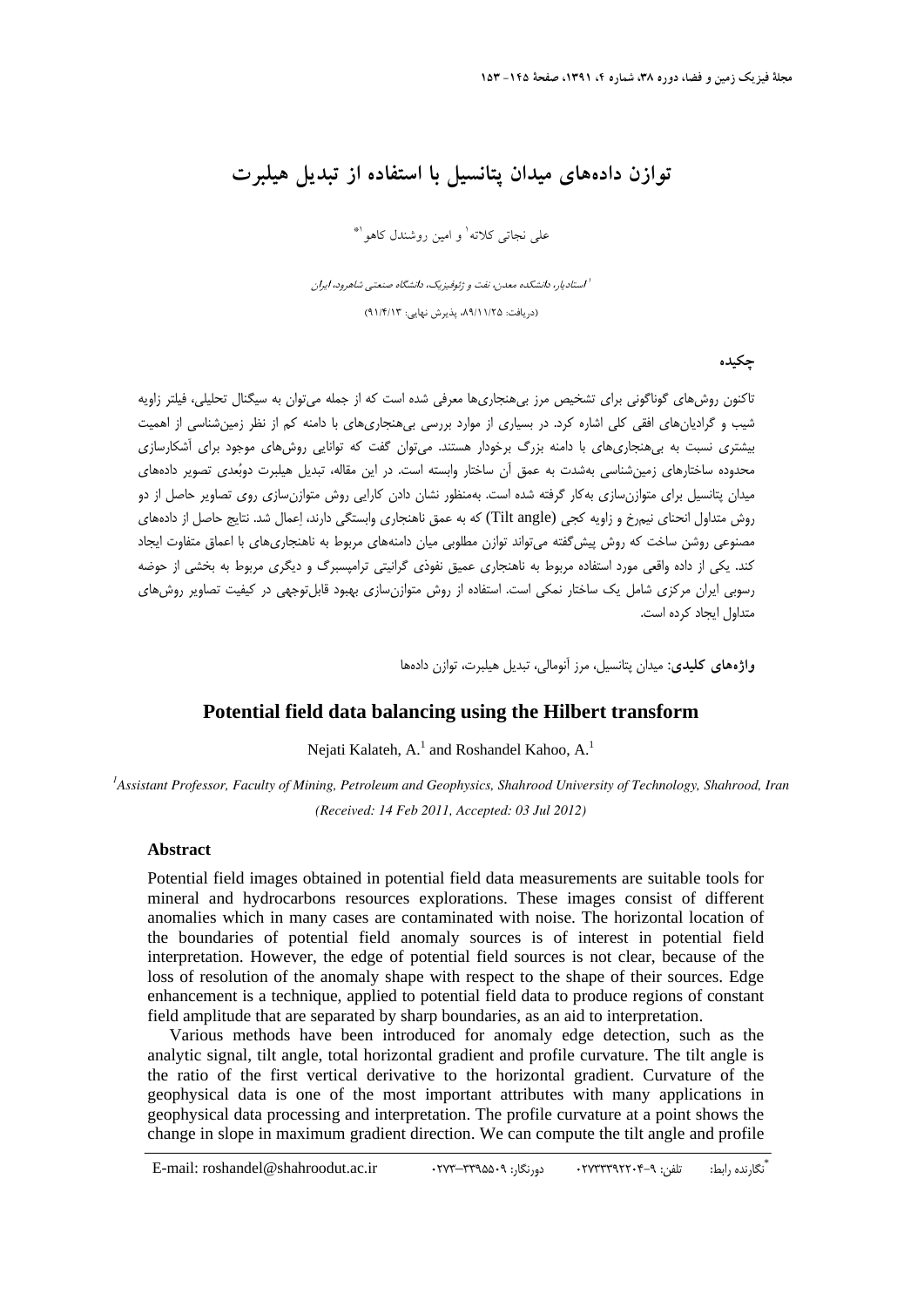# توازن داده‌های میدان پتانسیل با استفاده از تبدیل هیلبرت

علی نجاتی کلاته[1] و امین روشندل کاهو[1]*

[1] استادیار، دانشکده معدن، نفت و ژئوفیزیک، دانشگاه صنعتی شاهرود، ایران

(دریافت: ۸۹/۱۱/۲۵، پذیرش نهایی: ۹۱/۴/۱۳)

## چکیده

تاکنون روش‌های گوناگونی برای تشخیص مرز بی‌هنجاری‌ها معرفی شده است که از جمله می‌توان به سیگنال تحلیلی، فیلتر زاویه شیب و گرادیان‌های افقی کلی اشاره کرد. در بسیاری از موارد بررسی بی‌هنجاری‌های با دامنه کم از نظر زمین‌شناسی از اهمیت بیشتری نسبت به بی‌هنجاری‌های با دامنه بزرگ برخوردار هستند. می‌توان گفت که توانایی روش‌های موجود برای آشکارسازی محدوده ساختارهای زمین‌شناسی به‌شدت به عمق آن ساختار وابسته است. در این مقاله، تبدیل هیلبرت دوبُعدی تصویر داده‌های میدان پتانسیل برای متوازن‌سازی به‌کار گرفته شده است. به‌منظور نشان دادن کارایی روش متوازن‌سازی روی تصاویر حاصل از دو روش متداول انحنای نیم‌رخ و زاویه کجی (Tilt angle) که به عمق ناهنجاری وابستگی دارند، اِعمال شد. نتایج حاصل از داده‌های مصنوعی روشن ساخت که روش پیش‌گفته می‌تواند توازن مطلوبی میان دامنه‌های مربوط به ناهنجاری‌های با اعماق متفاوت ایجاد کند. یکی از داده واقعی مورد استفاده مربوط به ناهنجاری عمیق نفوذی گرانیتی ترامپسبرگ و دیگری مربوط به بخشی از حوضه رسوبی ایران مرکزی شامل یک ساختار نمکی است. استفاده از روش متوازن‌سازی بهبود قابل‌توجهی در کیفیت تصاویر روش‌های متداول ایجاد کرده است.

**واژه‌های کلیدی**: میدان پتانسیل، مرز آنومالی، تبدیل هیلبرت، توازن داده‌ها

# Potential field data balancing using the Hilbert transform

Nejati Kalateh, A.[1] and Roshandel Kahoo, A.[1]

[1] *Assistant Professor, Faculty of Mining, Petroleum and Geophysics, Shahrood University of Technology, Shahrood, Iran*

*(Received: 14 Feb 2011, Accepted: 03 Jul 2012)*

### Abstract

Potential field images obtained in potential field data measurements are suitable tools for mineral and hydrocarbons resources explorations. These images consist of different anomalies which in many cases are contaminated with noise. The horizontal location of the boundaries of potential field anomaly sources is of interest in potential field interpretation. However, the edge of potential field sources is not clear, because of the loss of resolution of the anomaly shape with respect to the shape of their sources. Edge enhancement is a technique, applied to potential field data to produce regions of constant field amplitude that are separated by sharp boundaries, as an aid to interpretation.

Various methods have been introduced for anomaly edge detection, such as the analytic signal, tilt angle, total horizontal gradient and profile curvature. The tilt angle is the ratio of the first vertical derivative to the horizontal gradient. Curvature of the geophysical data is one of the most important attributes with many applications in geophysical data processing and interpretation. The profile curvature at a point shows the change in slope in maximum gradient direction. We can compute the tilt angle and profile

*نگارنده رابط: تلفن: ۹-۰۲۷۳۳۳۹۲۲۰۴ دورنگار: ۰۲۷۳-۳۳۹۵۵۰۹ E-mail: roshandel@shahroodut.ac.ir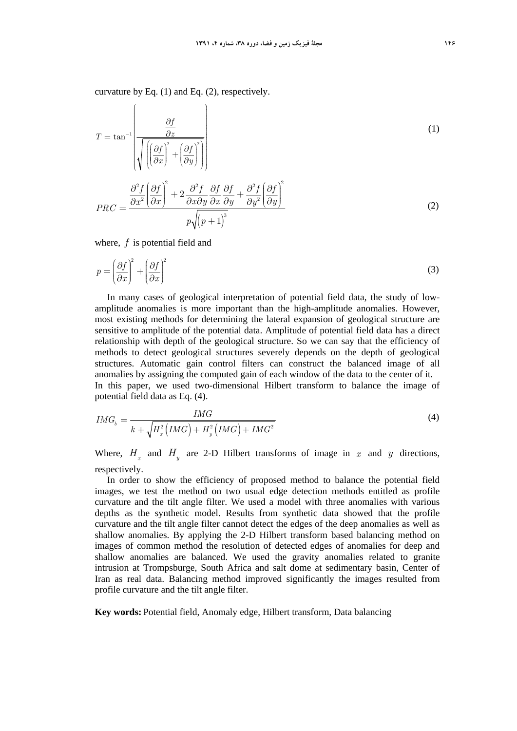curvature by Eq. (1) and Eq. (2), respectively.

$$T = \tan^{-1}\left(\frac{\dfrac{\partial f}{\partial z}}{\sqrt{\left(\left(\dfrac{\partial f}{\partial x}\right)^2 + \left(\dfrac{\partial f}{\partial y}\right)^2\right)}}\right) \tag{1}$$

$$PRC = \frac{\dfrac{\partial^2 f}{\partial x^2}\left(\dfrac{\partial f}{\partial x}\right)^2 + 2\dfrac{\partial^2 f}{\partial x \partial y}\dfrac{\partial f}{\partial x}\dfrac{\partial f}{\partial y} + \dfrac{\partial^2 f}{\partial y^2}\left(\dfrac{\partial f}{\partial y}\right)^2}{p\sqrt{\left(p+1\right)^3}} \tag{2}$$

where, $f$ is potential field and

$$p = \left(\frac{\partial f}{\partial x}\right)^2 + \left(\frac{\partial f}{\partial x}\right)^2 \tag{3}$$

In many cases of geological interpretation of potential field data, the study of low-amplitude anomalies is more important than the high-amplitude anomalies. However, most existing methods for determining the lateral expansion of geological structure are sensitive to amplitude of the potential data. Amplitude of potential field data has a direct relationship with depth of the geological structure. So we can say that the efficiency of methods to detect geological structures severely depends on the depth of geological structures. Automatic gain control filters can construct the balanced image of all anomalies by assigning the computed gain of each window of the data to the center of it. In this paper, we used two-dimensional Hilbert transform to balance the image of potential field data as Eq. (4).

$$IMG_b = \frac{IMG}{k + \sqrt{H_x^2\left(IMG\right) + H_y^2\left(IMG\right) + IMG^2}} \tag{4}$$

Where, $H_x$ and $H_y$ are 2-D Hilbert transforms of image in $x$ and $y$ directions, respectively.

In order to show the efficiency of proposed method to balance the potential field images, we test the method on two usual edge detection methods entitled as profile curvature and the tilt angle filter. We used a model with three anomalies with various depths as the synthetic model. Results from synthetic data showed that the profile curvature and the tilt angle filter cannot detect the edges of the deep anomalies as well as shallow anomalies. By applying the 2-D Hilbert transform based balancing method on images of common method the resolution of detected edges of anomalies for deep and shallow anomalies are balanced. We used the gravity anomalies related to granite intrusion at Trompsburge, South Africa and salt dome at sedimentary basin, Center of Iran as real data. Balancing method improved significantly the images resulted from profile curvature and the tilt angle filter.

**Key words:** Potential field, Anomaly edge, Hilbert transform, Data balancing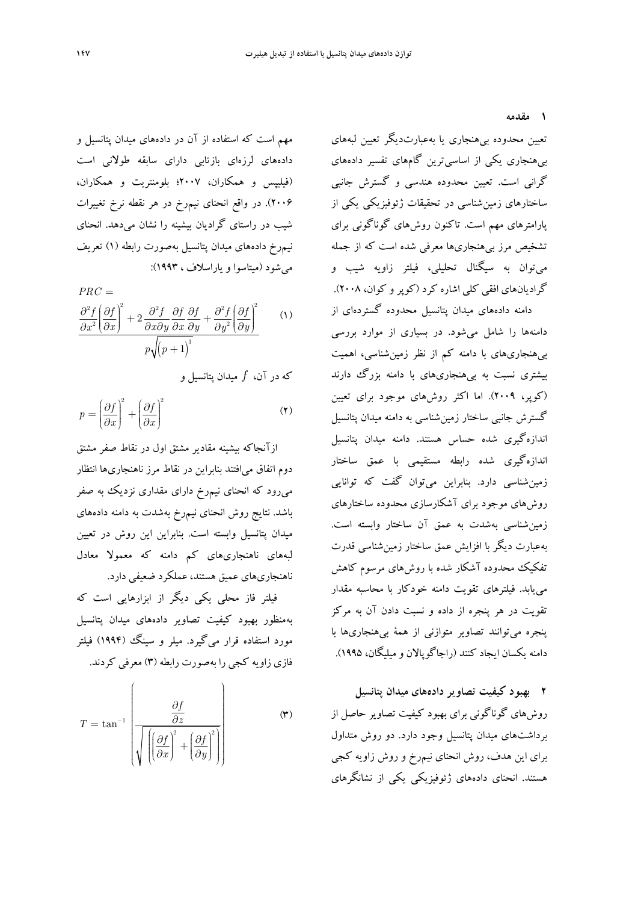## ۱ مقدمه

تعیین محدوده بی‌هنجاری یا به‌عبارت‌دیگر تعیین لبه‌های بی‌هنجاری یکی از اساسی‌ترین گام‌های تفسیر داده‌های گرانی است. تعیین محدوده هندسی و گسترش جانبی ساختارهای زمین‌شناسی در تحقیقات ژئوفیزیکی یکی از پارامترهای مهم است. تاکنون روش‌های گوناگونی برای تشخیص مرز بی‌هنجاری‌ها معرفی شده است که از جمله می‌توان به سیگنال تحلیلی، فیلتر زاویه شیب و گرادیان‌های افقی کلی اشاره کرد (کوپر و کوان، ۲۰۰۸).

دامنه داده‌های میدان پتانسیل محدوده گسترده‌ای از دامنه‌ها را شامل می‌شود. در بسیاری از موارد بررسی بی‌هنجاری‌های با دامنه کم از نظر زمین‌شناسی، اهمیت بیشتری نسبت به بی‌هنجاری‌های با دامنه بزرگ دارند (کوپر، ۲۰۰۹). اما اکثر روش‌های موجود برای تعیین گسترش جانبی ساختار زمین‌شناسی به دامنه میدان پتانسیل اندازه‌گیری شده حساس هستند. دامنه میدان پتانسیل اندازه‌گیری شده رابطه مستقیمی با عمق ساختار زمین‌شناسی دارد. بنابراین می‌توان گفت که توانایی روش‌های موجود برای آشکارسازی محدوده ساختارهای زمین‌شناسی به‌شدت به عمق آن ساختار وابسته است. به‌عبارت دیگر با افزایش عمق ساختار زمین‌شناسی قدرت تفکیک محدوده آشکار شده با روش‌های مرسوم کاهش می‌یابد. فیلترهای تقویت دامنه خودکار با محاسبه مقدار تقویت در هر پنجره از داده و نسبت دادن آن به مرکز پنجره می‌توانند تصاویر متوازنی از همهٔ بی‌هنجاری‌ها با دامنه یکسان ایجاد کنند (راجاگوپالان و میلیگان، ۱۹۹۵).

## ۲ بهبود کیفیت تصاویر داده‌های میدان پتانسیل

روش‌های گوناگونی برای بهبود کیفیت تصاویر حاصل از برداشت‌های میدان پتانسیل وجود دارد. دو روش متداول برای این هدف، روش انحنای نیم‌رخ و روش زاویه کجی هستند. انحنای داده‌های ژئوفیزیکی یکی از نشانگرهای مهم است که استفاده از آن در داده‌های میدان پتانسیل و داده‌های لرزه‌ای بازتابی دارای سابقه طولانی است (فیلیپس و همکاران، ۲۰۰۷؛ بلومنتریت و همکاران، ۲۰۰۶). در واقع انحنای نیم‌رخ در هر نقطه نرخ تغییرات شیب در راستای گرادیان بیشینه را نشان می‌دهد. انحنای نیم‌رخ داده‌های میدان پتانسیل به‌صورت رابطه (۱) تعریف می‌شود (میتاسوا و یاراسلاف ، ۱۹۹۳):

$$PRC = \frac{\frac{\partial^2 f}{\partial x^2}\left(\frac{\partial f}{\partial x}\right)^2 + 2\frac{\partial^2 f}{\partial x \partial y}\frac{\partial f}{\partial x}\frac{\partial f}{\partial y} + \frac{\partial^2 f}{\partial y^2}\left(\frac{\partial f}{\partial y}\right)^2}{p\sqrt{\left(p+1\right)^3}} \qquad (۱)$$

که در آن، $f$ میدان پتانسیل و

$$p = \left(\frac{\partial f}{\partial x}\right)^2 + \left(\frac{\partial f}{\partial x}\right)^2 \qquad (۲)$$

ازآنجاکه بیشینه مقادیر مشتق اول در نقاط صفر مشتق دوم اتفاق می‌افتند بنابراین در نقاط مرز ناهنجاری‌ها انتظار می‌رود که انحنای نیم‌رخ دارای مقداری نزدیک به صفر باشد. نتایج روش انحنای نیم‌رخ به‌شدت به دامنه داده‌های میدان پتانسیل وابسته است. بنابراین این روش در تعیین لبه‌های ناهنجاری‌های کم دامنه که معمولا معادل ناهنجاری‌های عمیق هستند، عملکرد ضعیفی دارد.

فیلتر فاز محلی یکی دیگر از ابزارهایی است که به‌منظور بهبود کیفیت تصاویر داده‌های میدان پتانسیل مورد استفاده قرار می‌گیرد. میلر و سینگ (۱۹۹۴) فیلتر فازی زاویه کجی را به‌صورت رابطه (۳) معرفی کردند.

$$T = \tan^{-1}\left(\frac{\frac{\partial f}{\partial z}}{\sqrt{\left(\left(\frac{\partial f}{\partial x}\right)^2 + \left(\frac{\partial f}{\partial y}\right)^2\right)}}\right) \qquad (۳)$$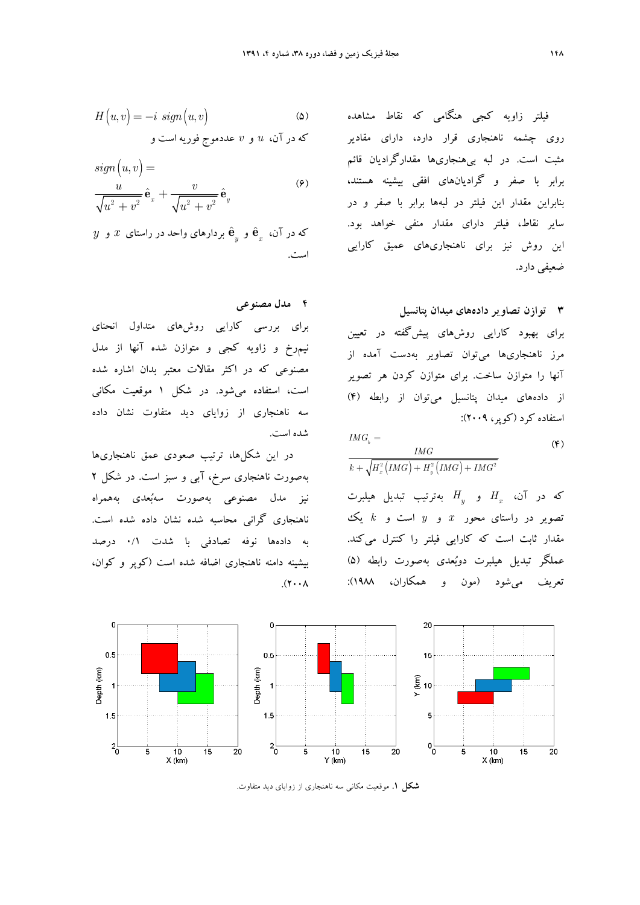فیلتر زاویه کجی هنگامی که نقاط مشاهده روی چشمه ناهنجاری قرار دارد، دارای مقادیر مثبت است. در لبه بی‌هنجاری‌ها مقدارگرادیان قائم برابر با صفر و گرادیان‌های افقی بیشینه هستند، بنابراین مقدار این فیلتر در لبه‌ها برابر با صفر و در سایر نقاط، فیلتر دارای مقدار منفی خواهد بود. این روش نیز برای ناهنجاری‌های عمیق کارایی ضعیفی دارد.

## ۳ توازن تصاویر داده‌های میدان پتانسیل

برای بهبود کارایی روش‌های پیش‌گفته در تعیین مرز ناهنجاری‌ها می‌توان تصاویر به‌دست آمده از آنها را متوازن ساخت. برای متوازن کردن هر تصویر از داده‌های میدان پتانسیل می‌توان از رابطه (۴) استفاده کرد (کوپر، ۲۰۰۹):

$$IMG_b = \frac{IMG}{k + \sqrt{H_x^2\left(IMG\right) + H_y^2\left(IMG\right) + IMG^2}} \tag{۴}$$

که در آن، $H_x$ و $H_y$ به‌ترتیب تبدیل هیلبرت تصویر در راستای محور $x$ و $y$ است و $k$ یک مقدار ثابت است که کارایی فیلتر را کنترل می‌کند. عملگر تبدیل هیلبرت دوبُعدی به‌صورت رابطه (۵) تعریف می‌شود (مون و همکاران، ۱۹۸۸):

$$H\left(u,v\right) = -i \ sign\left(u,v\right) \tag{۵}$$

که در آن، $u$ و $v$ عددموج فوریه است و

$$sign\left(u,v\right) = \frac{u}{\sqrt{u^2+v^2}}\hat{\mathbf{e}}_x + \frac{v}{\sqrt{u^2+v^2}}\hat{\mathbf{e}}_y \tag{۶}$$

که در آن، $\hat{\mathbf{e}}_x$ و $\hat{\mathbf{e}}_y$ بردارهای واحد در راستای $x$ و $y$ است.

## ۴ مدل مصنوعی

برای بررسی کارایی روش‌های متداول انحنای نیم‌رخ و زاویه کجی و متوازن شده آنها از مدل مصنوعی که در اکثر مقالات معتبر بدان اشاره شده است، استفاده می‌شود. در شکل ۱ موقعیت مکانی سه ناهنجاری از زوایای دید متفاوت نشان داده شده است.

در این شکل‌ها، ترتیب صعودی عمق ناهنجاری‌ها به‌صورت ناهنجاری سرخ، آبی و سبز است. در شکل ۲ نیز مدل مصنوعی به‌صورت سه‌بُعدی به‌همراه ناهنجاری گرانی محاسبه شده نشان داده شده است. به داده‌ها نوفه تصادفی با شدت ۰/۱ درصد بیشینه دامنه ناهنجاری اضافه شده است (کوپر و کوان، ۲۰۰۸).

**شکل ۱.** موقعیت مکانی سه ناهنجاری از زوایای دید متفاوت.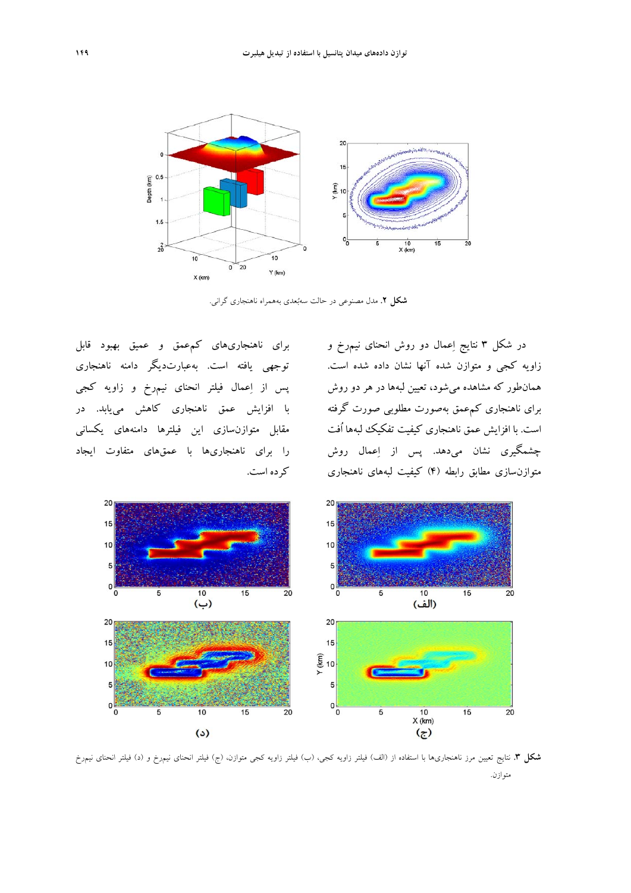**شکل ۲**. مدل مصنوعی در حالت سه‌بُعدی به‌همراه ناهنجاری گرانی.

در شکل ۳ نتایج اِعمال دو روش انحنای نیمرخ و زاویه کجی و متوازن شده آنها نشان داده شده است. همان‌طور که مشاهده می‌شود، تعیین لبه‌ها در هر دو روش برای ناهنجاری کم‌عمق به‌صورت مطلوبی صورت گرفته است. با افزایش عمق ناهنجاری کیفیت تفکیک لبه‌ها اُفت چشمگیری نشان می‌دهد. پس از اِعمال روش متوازن‌سازی مطابق رابطه (۴) کیفیت لبه‌های ناهنجاری برای ناهنجاری‌های کم‌عمق و عمیق بهبود قابل توجهی یافته است. به‌عبارت‌دیگر دامنه ناهنجاری پس از اِعمال فیلتر انحنای نیمرخ و زاویه کجی با افزایش عمق ناهنجاری کاهش می‌یابد. در مقابل متوازن‌سازی این فیلترها دامنه‌های یکسانی را برای ناهنجاری‌ها با عمق‌های متفاوت ایجاد کرده است.

**شکل ۳**. نتایج تعیین مرز ناهنجاری‌ها با استفاده از (الف) فیلتر زاویه کجی، (ب) فیلتر زاویه کجی متوازن، (ج) فیلتر انحنای نیمرخ و (د) فیلتر انحنای نیمرخ متوازن.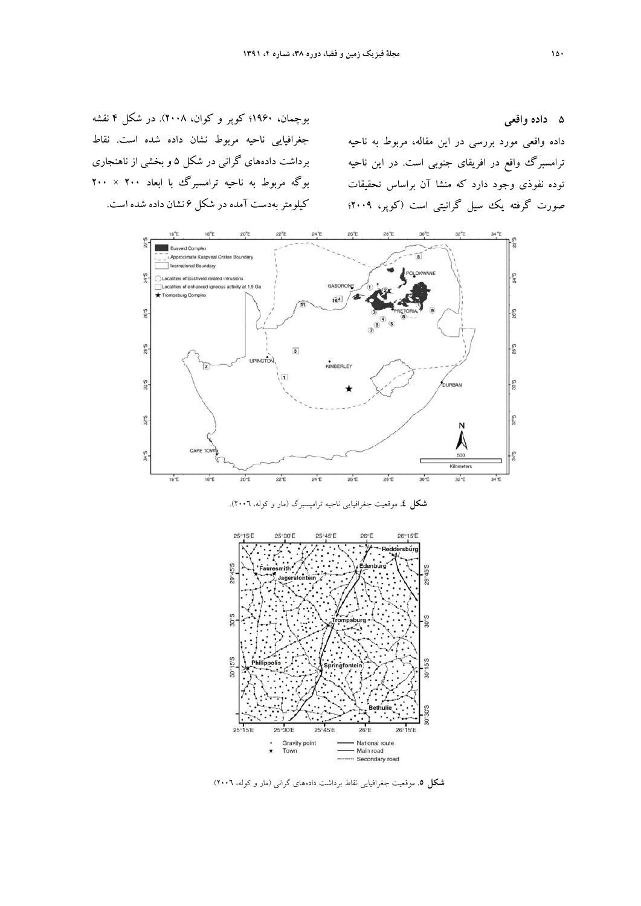## ۵ داده واقعی

داده واقعی مورد بررسی در این مقاله، مربوط به ناحیه ترامسبرگ واقع در افریقای جنوبی است. در این ناحیه توده نفوذی وجود دارد که منشا آن براساس تحقیقات صورت گرفته یک سیل گرانیتی است (کوپر، ۲۰۰۹؛ بوچمان، ۱۹۶۰؛ کوپر و کوان، ۲۰۰۸). در شکل ۴ نقشه جغرافیایی ناحیه مربوط نشان داده شده است. نقاط برداشت داده‌های گرانی در شکل ۵ و بخشی از ناهنجاری بوگه مربوط به ناحیه ترامسبرگ با ابعاد ۲۰۰ × ۲۰۰ کیلومتر به‌دست آمده در شکل ۶ نشان داده شده است.

**شکل ٤.** موقعیت جغرافیایی ناحیه ترامپسبرگ (مار و کوله، ٢٠٠٦).

**شکل ٥.** موقعیت جغرافیایی نقاط برداشت داده‌های گرانی (مار و کوله، ٢٠٠٦).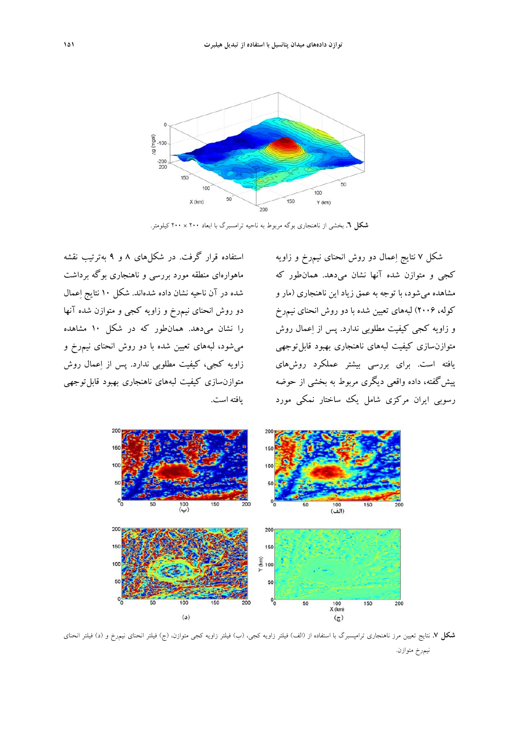**شکل ٦.** بخشی از ناهنجاری بوگه مربوط به ناحیه ترامسبرگ با ابعاد ۲۰۰ × ۲۰۰ کیلومتر.

شکل ۷ نتایج اِعمال دو روش انحنای نیم‌رخ و زاویه کجی و متوازن شده آنها نشان می‌دهد. همان‌طور که مشاهده می‌شود، با توجه به عمق زیاد این ناهنجاری (مار و کوله، ۲۰۰۶) لبه‌های تعیین شده با دو روش انحنای نیم‌رخ و زاویه کجی کیفیت مطلوبی ندارد. پس از اِعمال روش متوازن‌سازی کیفیت لبه‌های ناهنجاری بهبود قابل‌توجهی یافته است. برای بررسی بیشتر عملکرد روش‌های پیش‌گفته، داده واقعی دیگری مربوط به بخشی از حوضه رسوبی ایران مرکزی شامل یک ساختار نمکی مورد استفاده قرار گرفت. در شکل‌های ۸ و ۹ به‌ترتیب نقشه ماهواره‌ای منطقه مورد بررسی و ناهنجاری بوگه برداشت شده در آن ناحیه نشان داده شده‌اند. شکل ۱۰ نتایج اِعمال دو روش انحنای نیم‌رخ و زاویه کجی و متوازن شده آنها را نشان می‌دهد. همان‌طور که در شکل ۱۰ مشاهده می‌شود، لبه‌های تعیین شده با دو روش انحنای نیم‌رخ و زاویه کجی، کیفیت مطلوبی ندارد. پس از اِعمال روش متوازن‌سازی کیفیت لبه‌های ناهنجاری بهبود قابل‌توجهی یافته است.

**شکل ۷.** نتایج تعیین مرز ناهنجاری ترامپسبرگ با استفاده از (الف) فیلتر زاویه کجی، (ب) فیلتر زاویه کجی متوازن، (ج) فیلتر انحنای نیم‌رخ و (د) فیلتر انحنای نیم‌رخ متوازن.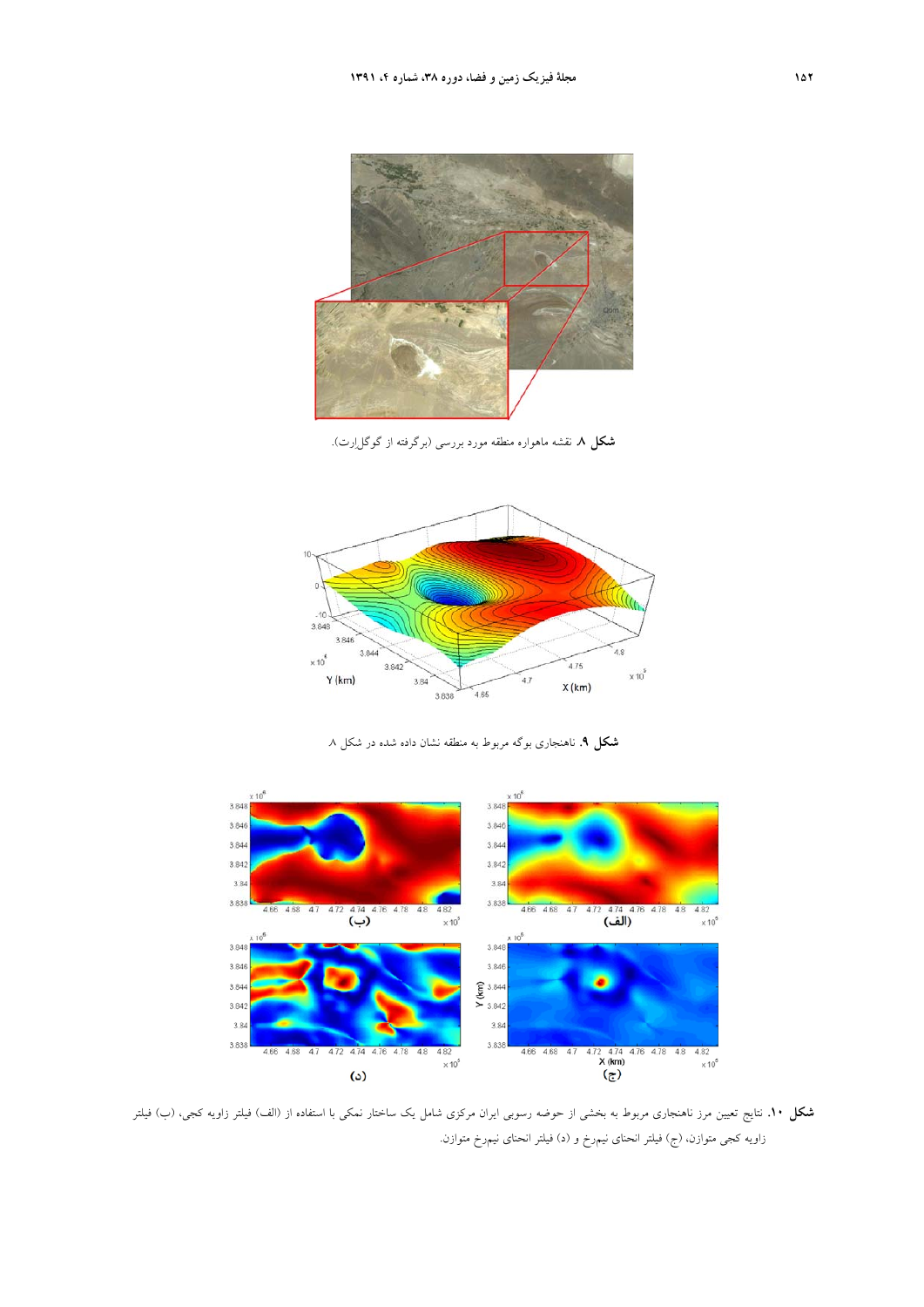**شکل ۸.** نقشه ماهواره منطقه مورد بررسی (برگرفته از گوگل‌ارت).

**شکل ۹.** ناهنجاری بوگه مربوط به منطقه نشان داده شده در شکل ۸

**شکل ۱۰.** نتایج تعیین مرز ناهنجاری مربوط به بخشی از حوضه رسوبی ایران مرکزی شامل یک ساختار نمکی با استفاده از (الف) فیلتر زاویه کجی، (ب) فیلتر زاویه کجی متوازن، (ج) فیلتر انحنای نیم‌رخ و (د) فیلتر انحنای نیم‌رخ متوازن.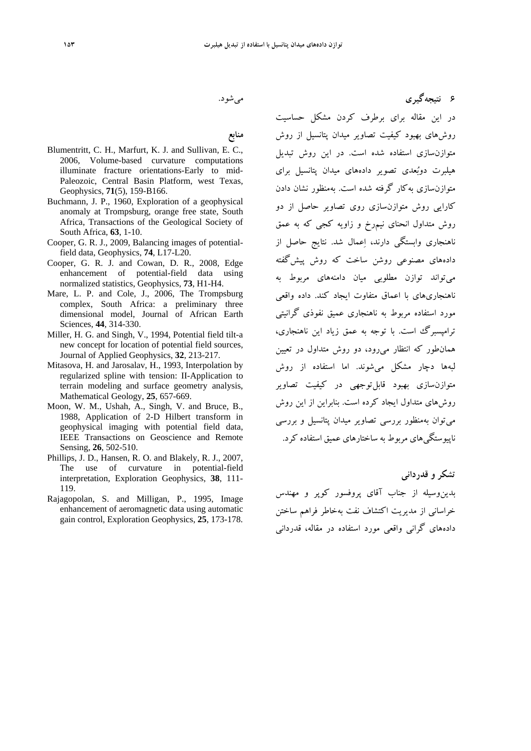## ۶ نتیجه‌گیری

در این مقاله برای برطرف کردن مشکل حساسیت روش‌های بهبود کیفیت تصاویر میدان پتانسیل از روش متوازن‌سازی استفاده شده است. در این روش تبدیل هیلبرت دوبُعدی تصویر داده‌های میدان پتانسیل برای متوازن‌سازی به‌کار گرفته شده است. به‌منظور نشان دادن کارایی روش متوازن‌سازی روی تصاویر حاصل از دو روش متداول انحنای نیم‌رخ و زاویه کجی که به عمق ناهنجاری وابستگی دارند، اِعمال شد. نتایج حاصل از داده‌های مصنوعی روشن ساخت که روش پیش‌گفته می‌تواند توازن مطلوبی میان دامنه‌های مربوط به ناهنجاری‌های با اعماق متفاوت ایجاد کند. داده واقعی مورد استفاده مربوط به ناهنجاری عمیق نفوذی گرانیتی ترامپسبرگ است. با توجه به عمق زیاد این ناهنجاری، همان‌طور که انتظار می‌رود، دو روش متداول در تعیین لبه‌ها دچار مشکل می‌شوند. اما استفاده از روش متوازن‌سازی بهبود قابل‌توجهی در کیفیت تصاویر روش‌های متداول ایجاد کرده است. بنابراین از این روش می‌توان به‌منظور بررسی تصاویر میدان پتانسیل و بررسی ناپیوستگی‌های مربوط به ساختارهای عمیق استفاده کرد.

## تشکر و قدردانی

بدین‌وسیله از جناب آقای پروفسور کوپر و مهندس خراسانی از مدیریت اکتشاف نفت به‌خاطر فراهم ساختن داده‌های گرانی واقعی مورد استفاده در مقاله، قدردانی می‌شود.

## منابع

- Blumentritt, C. H., Marfurt, K. J. and Sullivan, E. C., 2006, Volume-based curvature computations illuminate fracture orientations-Early to mid-Paleozoic, Central Basin Platform, west Texas, Geophysics, **71**(5), 159-B166.
- Buchmann, J. P., 1960, Exploration of a geophysical anomaly at Trompsburg, orange free state, South Africa, Transactions of the Geological Society of South Africa, **63**, 1-10.
- Cooper, G. R. J., 2009, Balancing images of potential-field data, Geophysics, **74**, L17-L20.
- Cooper, G. R. J. and Cowan, D. R., 2008, Edge enhancement of potential-field data using normalized statistics, Geophysics, **73**, H1-H4.
- Mare, L. P. and Cole, J., 2006, The Trompsburg complex, South Africa: a preliminary three dimensional model, Journal of African Earth Sciences, **44**, 314-330.
- Miller, H. G. and Singh, V., 1994, Potential field tilt-a new concept for location of potential field sources, Journal of Applied Geophysics, **32**, 213-217.
- Mitasova, H. and Jarosalav, H., 1993, Interpolation by regularized spline with tension: II-Application to terrain modeling and surface geometry analysis, Mathematical Geology, **25**, 657-669.
- Moon, W. M., Ushah, A., Singh, V. and Bruce, B., 1988, Application of 2-D Hilbert transform in geophysical imaging with potential field data, IEEE Transactions on Geoscience and Remote Sensing, **26**, 502-510.
- Phillips, J. D., Hansen, R. O. and Blakely, R. J., 2007, The use of curvature in potential-field interpretation, Exploration Geophysics, **38**, 111-119.
- Rajagopolan, S. and Milligan, P., 1995, Image enhancement of aeromagnetic data using automatic gain control, Exploration Geophysics, **25**, 173-178.